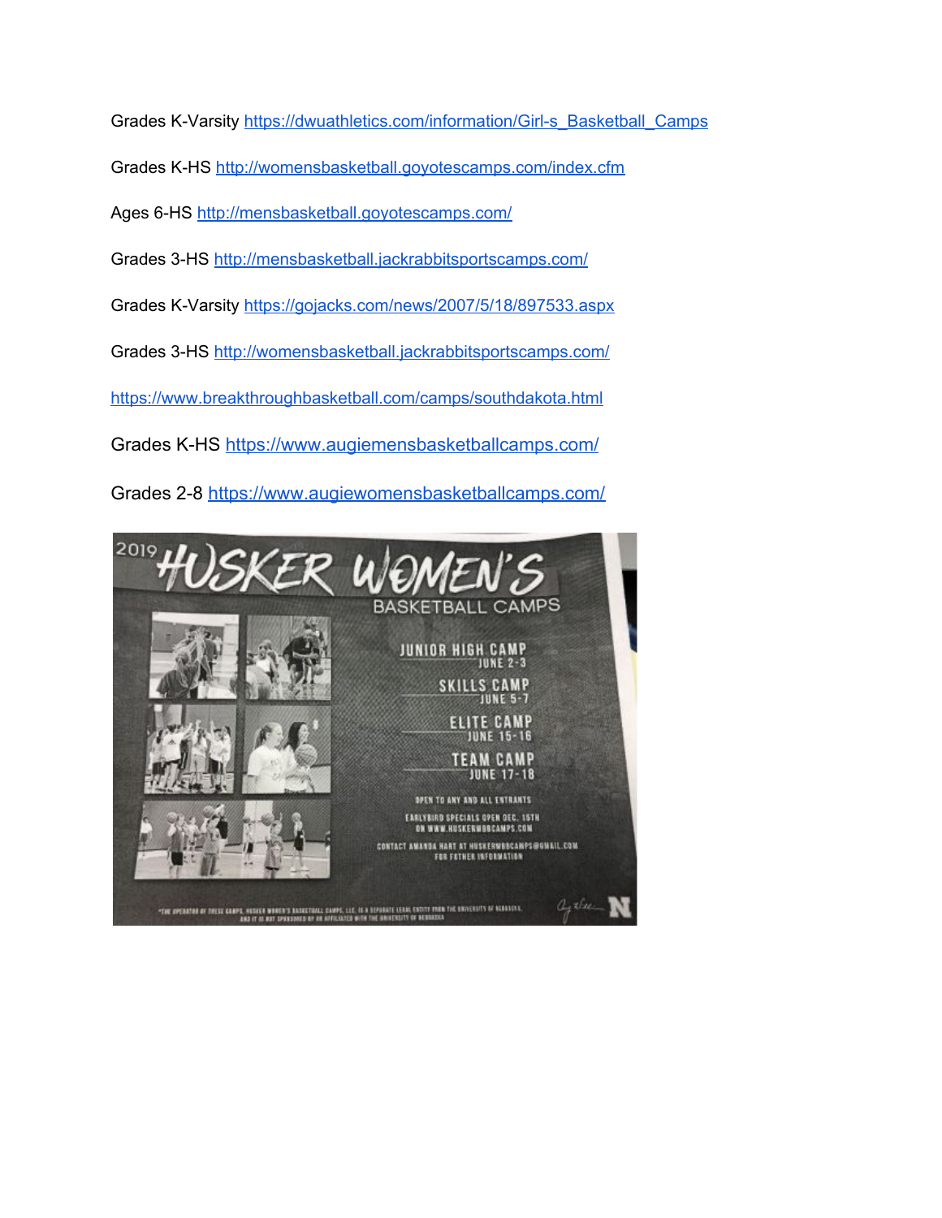Grades K-Varsity https://dwuathletics.com/information/Girl-s_Basketball_Camps

Grades K-HS http://womensbasketball.goyotescamps.com/index.cfm

Ages 6-HS http://mensbasketball.goyotescamps.com/

Grades 3-HS http://mensbasketball.jackrabbitsportscamps.com/

Grades K-Varsity https://gojacks.com/news/2007/5/18/897533.aspx

Grades 3-HS http://womensbasketball.jackrabbitsportscamps.com/

https://www.breakthroughbasketball.com/camps/southdakota.html

Grades K-HS https://www.augiemensbasketballcamps.com/

Grades 2-8 https://www.augiewomensbasketballcamps.com/

# 2019 HUSKER WOMEN'S

## BASKETBALL CAMPS

**JUNIOR HIGH CAMP**
JUNE 2-3

**SKILLS CAMP**
JUNE 5-7

**ELITE CAMP**
JUNE 15-16

**TEAM CAMP**
JUNE 17-18

OPEN TO ANY AND ALL ENTRANTS

EARLYBIRD SPECIALS OPEN DEC. 15TH
ON WWW.HUSKERWBBCAMPS.COM

CONTACT AMANDA HART AT HUSKERWBBCAMPS@GMAIL.COM
FOR FUTHER INFORMATION

*THE OPERATOR OF THESE CAMPS, HUSKER WOMEN'S BASKETBALL CAMPS, LLC, IS A SEPARATE LEGAL ENTITY FROM THE UNIVERSITY OF NEBRASKA, AND IT IS NOT SPONSORED BY OR AFFILIATED WITH THE UNIVERSITY OF NEBRASKA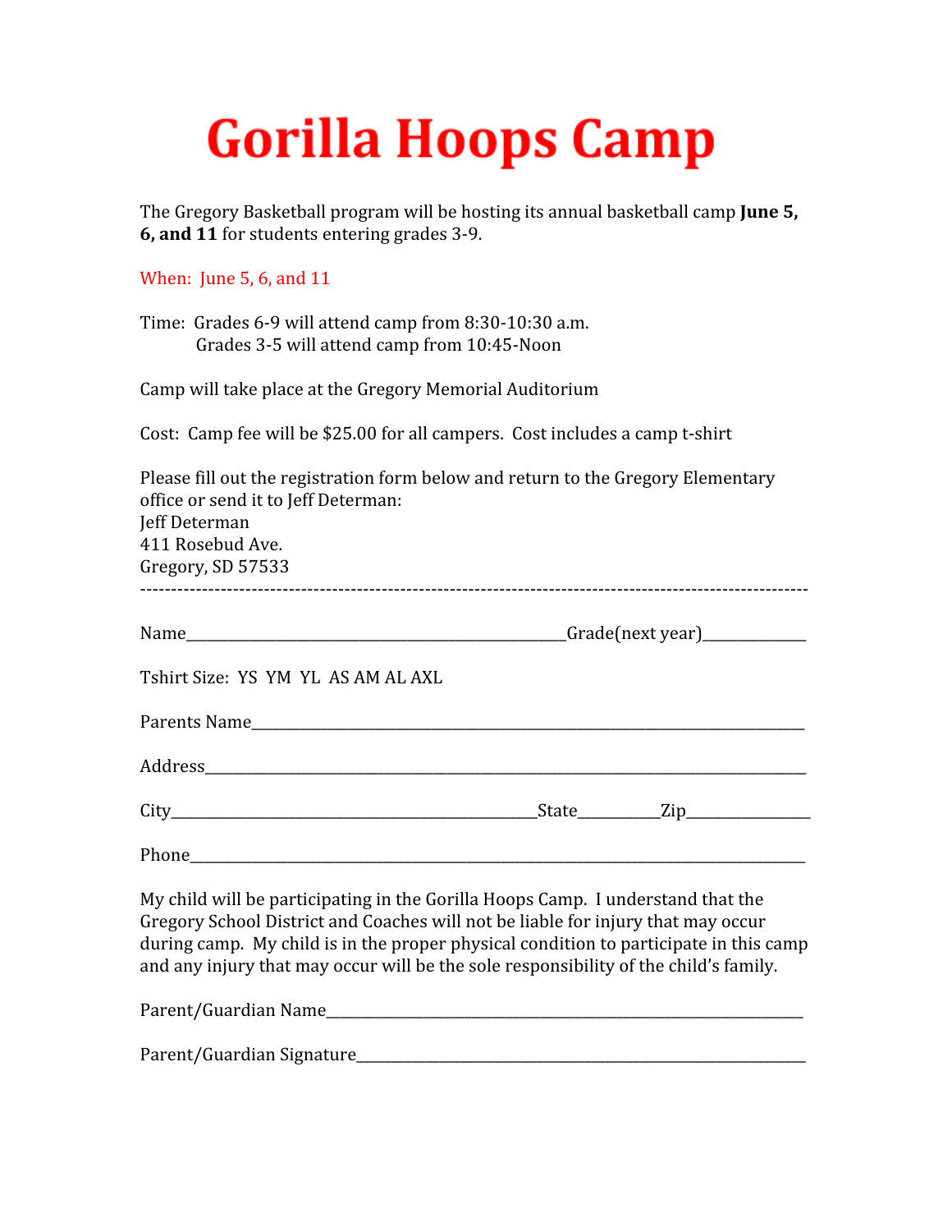# Gorilla Hoops Camp

The Gregory Basketball program will be hosting its annual basketball camp **June 5, 6, and 11** for students entering grades 3-9.

When: June 5, 6, and 11

Time: Grades 6-9 will attend camp from 8:30-10:30 a.m.
Grades 3-5 will attend camp from 10:45-Noon

Camp will take place at the Gregory Memorial Auditorium

Cost: Camp fee will be $25.00 for all campers. Cost includes a camp t-shirt

Please fill out the registration form below and return to the Gregory Elementary office or send it to Jeff Determan:
Jeff Determan
411 Rosebud Ave.
Gregory, SD 57533

---

Name_____________________________________________Grade(next year)____________

Tshirt Size: YS YM YL AS AM AL AXL

Parents Name_______________________________________________________________

Address_____________________________________________________________________

City___________________________________________State_________Zip______________

Phone_______________________________________________________________________

My child will be participating in the Gorilla Hoops Camp. I understand that the Gregory School District and Coaches will not be liable for injury that may occur during camp. My child is in the proper physical condition to participate in this camp and any injury that may occur will be the sole responsibility of the child's family.

Parent/Guardian Name_________________________________________________________

Parent/Guardian Signature_____________________________________________________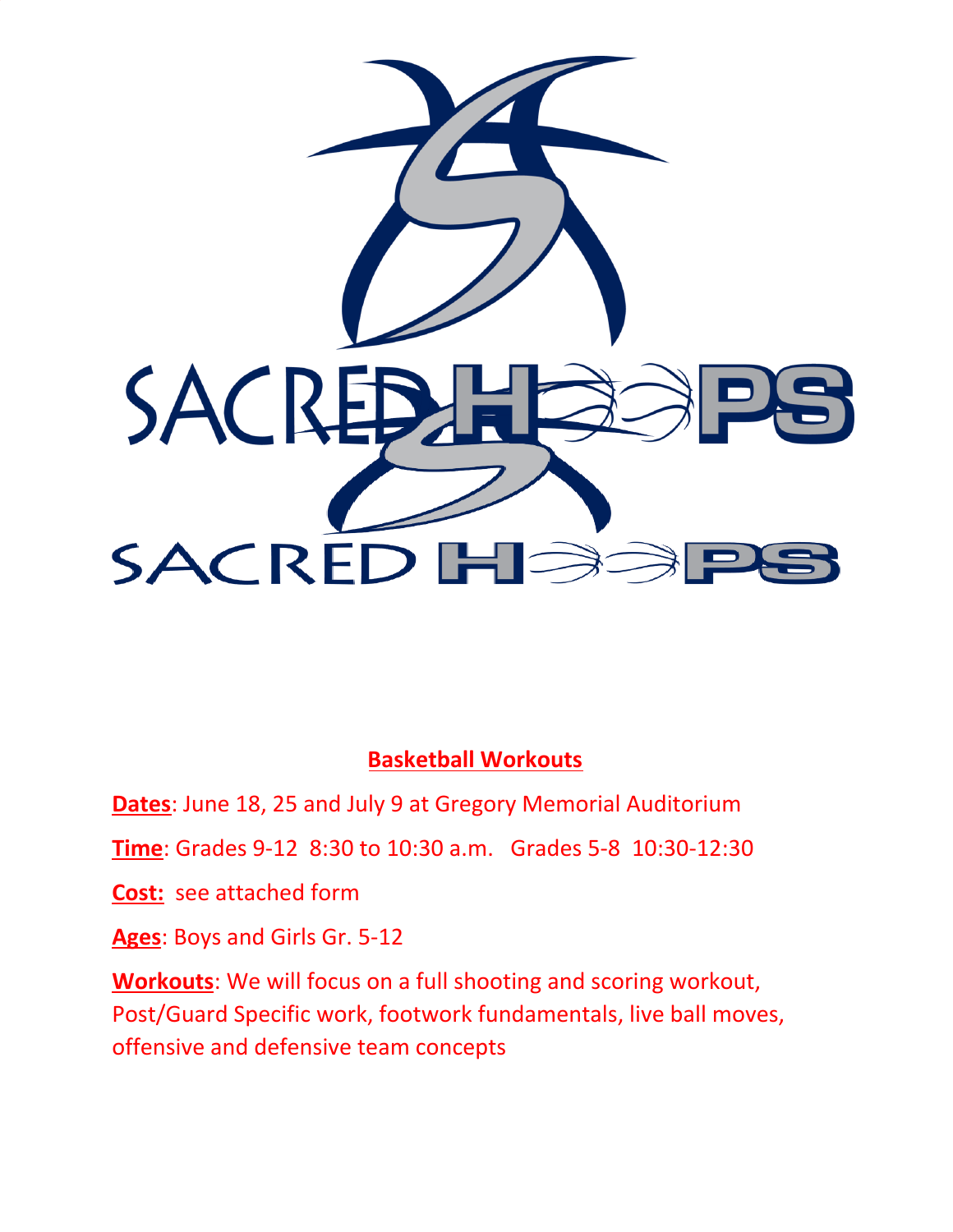# Basketball Workouts

**Dates**: June 18, 25 and July 9 at Gregory Memorial Auditorium

**Time**: Grades 9-12 8:30 to 10:30 a.m. Grades 5-8 10:30-12:30

**Cost:** see attached form

**Ages**: Boys and Girls Gr. 5-12

**Workouts**: We will focus on a full shooting and scoring workout, Post/Guard Specific work, footwork fundamentals, live ball moves, offensive and defensive team concepts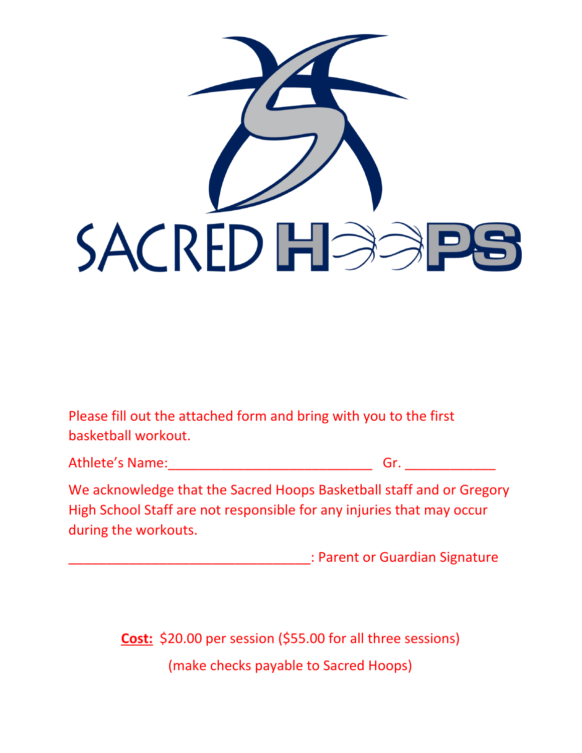SACRED HOOPS

Please fill out the attached form and bring with you to the first basketball workout.

Athlete's Name:___________________________ Gr. ____________

We acknowledge that the Sacred Hoops Basketball staff and or Gregory High School Staff are not responsible for any injuries that may occur during the workouts.

________________________________: Parent or Guardian Signature

**Cost:** $20.00 per session ($55.00 for all three sessions)

(make checks payable to Sacred Hoops)